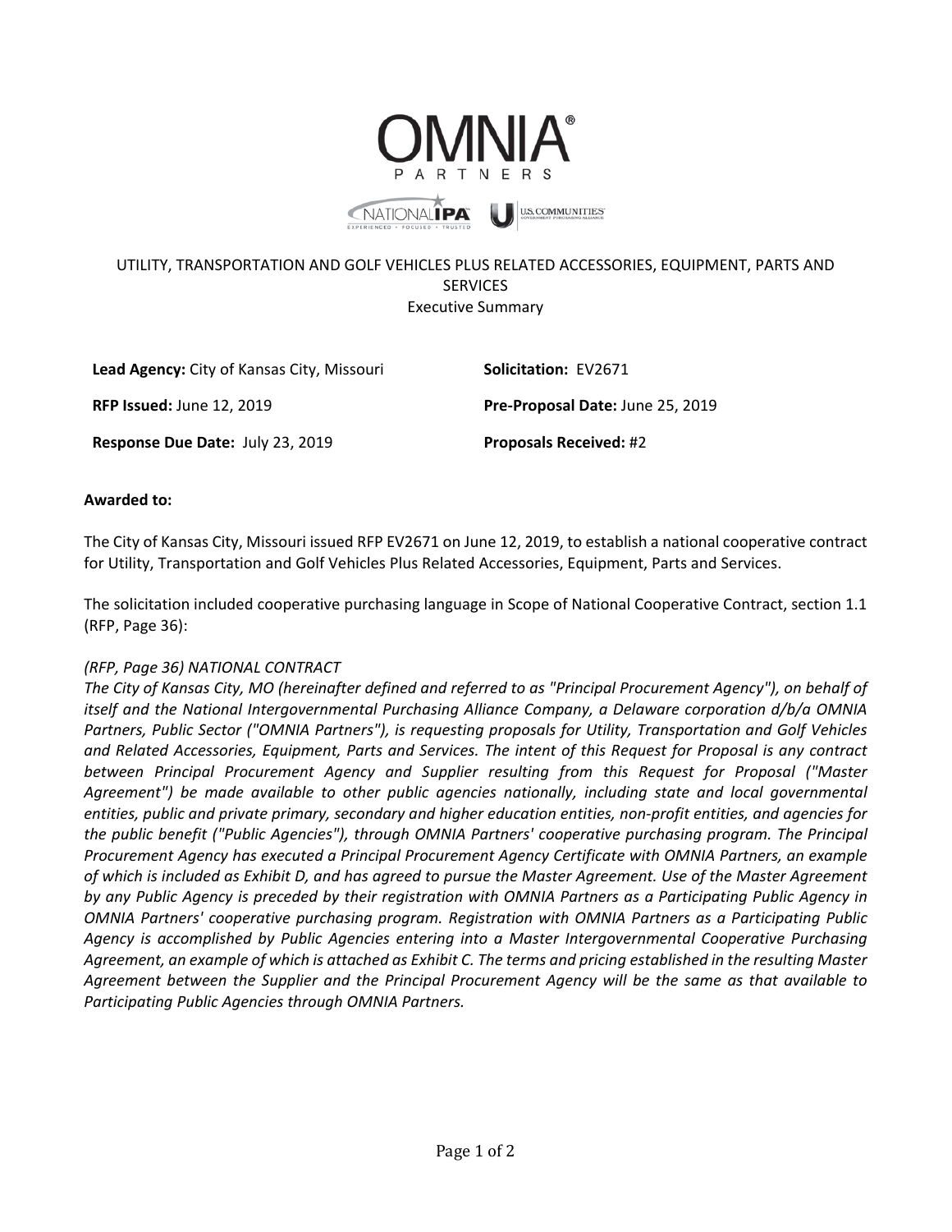# UTILITY, TRANSPORTATION AND GOLF VEHICLES PLUS RELATED ACCESSORIES, EQUIPMENT, PARTS AND SERVICES

Executive Summary

**Lead Agency:** City of Kansas City, Missouri

**Solicitation:** EV2671

**RFP Issued:** June 12, 2019

**Pre-Proposal Date:** June 25, 2019

**Response Due Date:** July 23, 2019

**Proposals Received:** #2

**Awarded to:**

The City of Kansas City, Missouri issued RFP EV2671 on June 12, 2019, to establish a national cooperative contract for Utility, Transportation and Golf Vehicles Plus Related Accessories, Equipment, Parts and Services.

The solicitation included cooperative purchasing language in Scope of National Cooperative Contract, section 1.1 (RFP, Page 36):

*(RFP, Page 36) NATIONAL CONTRACT*

*The City of Kansas City, MO (hereinafter defined and referred to as "Principal Procurement Agency"), on behalf of itself and the National Intergovernmental Purchasing Alliance Company, a Delaware corporation d/b/a OMNIA Partners, Public Sector ("OMNIA Partners"), is requesting proposals for Utility, Transportation and Golf Vehicles and Related Accessories, Equipment, Parts and Services. The intent of this Request for Proposal is any contract between Principal Procurement Agency and Supplier resulting from this Request for Proposal ("Master Agreement") be made available to other public agencies nationally, including state and local governmental entities, public and private primary, secondary and higher education entities, non-profit entities, and agencies for the public benefit ("Public Agencies"), through OMNIA Partners' cooperative purchasing program. The Principal Procurement Agency has executed a Principal Procurement Agency Certificate with OMNIA Partners, an example of which is included as Exhibit D, and has agreed to pursue the Master Agreement. Use of the Master Agreement by any Public Agency is preceded by their registration with OMNIA Partners as a Participating Public Agency in OMNIA Partners' cooperative purchasing program. Registration with OMNIA Partners as a Participating Public Agency is accomplished by Public Agencies entering into a Master Intergovernmental Cooperative Purchasing Agreement, an example of which is attached as Exhibit C. The terms and pricing established in the resulting Master Agreement between the Supplier and the Principal Procurement Agency will be the same as that available to Participating Public Agencies through OMNIA Partners.*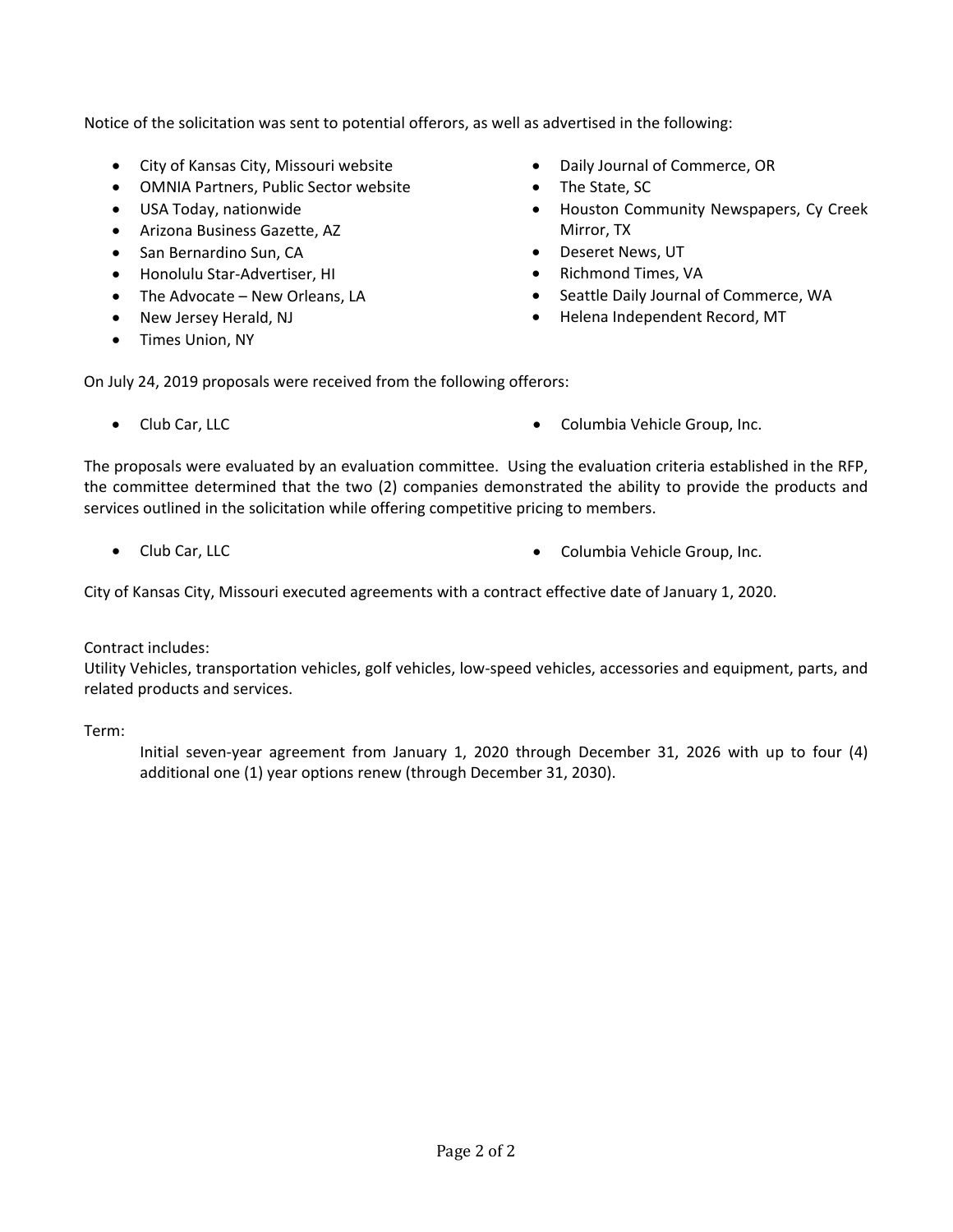Notice of the solicitation was sent to potential offerors, as well as advertised in the following:

- City of Kansas City, Missouri website
- OMNIA Partners, Public Sector website
- USA Today, nationwide
- Arizona Business Gazette, AZ
- San Bernardino Sun, CA
- Honolulu Star-Advertiser, HI
- The Advocate – New Orleans, LA
- New Jersey Herald, NJ
- Times Union, NY
- Daily Journal of Commerce, OR
- The State, SC
- Houston Community Newspapers, Cy Creek Mirror, TX
- Deseret News, UT
- Richmond Times, VA
- Seattle Daily Journal of Commerce, WA
- Helena Independent Record, MT

On July 24, 2019 proposals were received from the following offerors:

- Club Car, LLC
- Columbia Vehicle Group, Inc.

The proposals were evaluated by an evaluation committee. Using the evaluation criteria established in the RFP, the committee determined that the two (2) companies demonstrated the ability to provide the products and services outlined in the solicitation while offering competitive pricing to members.

- Club Car, LLC
- Columbia Vehicle Group, Inc.

City of Kansas City, Missouri executed agreements with a contract effective date of January 1, 2020.

Contract includes:
Utility Vehicles, transportation vehicles, golf vehicles, low-speed vehicles, accessories and equipment, parts, and related products and services.

Term:

Initial seven-year agreement from January 1, 2020 through December 31, 2026 with up to four (4) additional one (1) year options renew (through December 31, 2030).